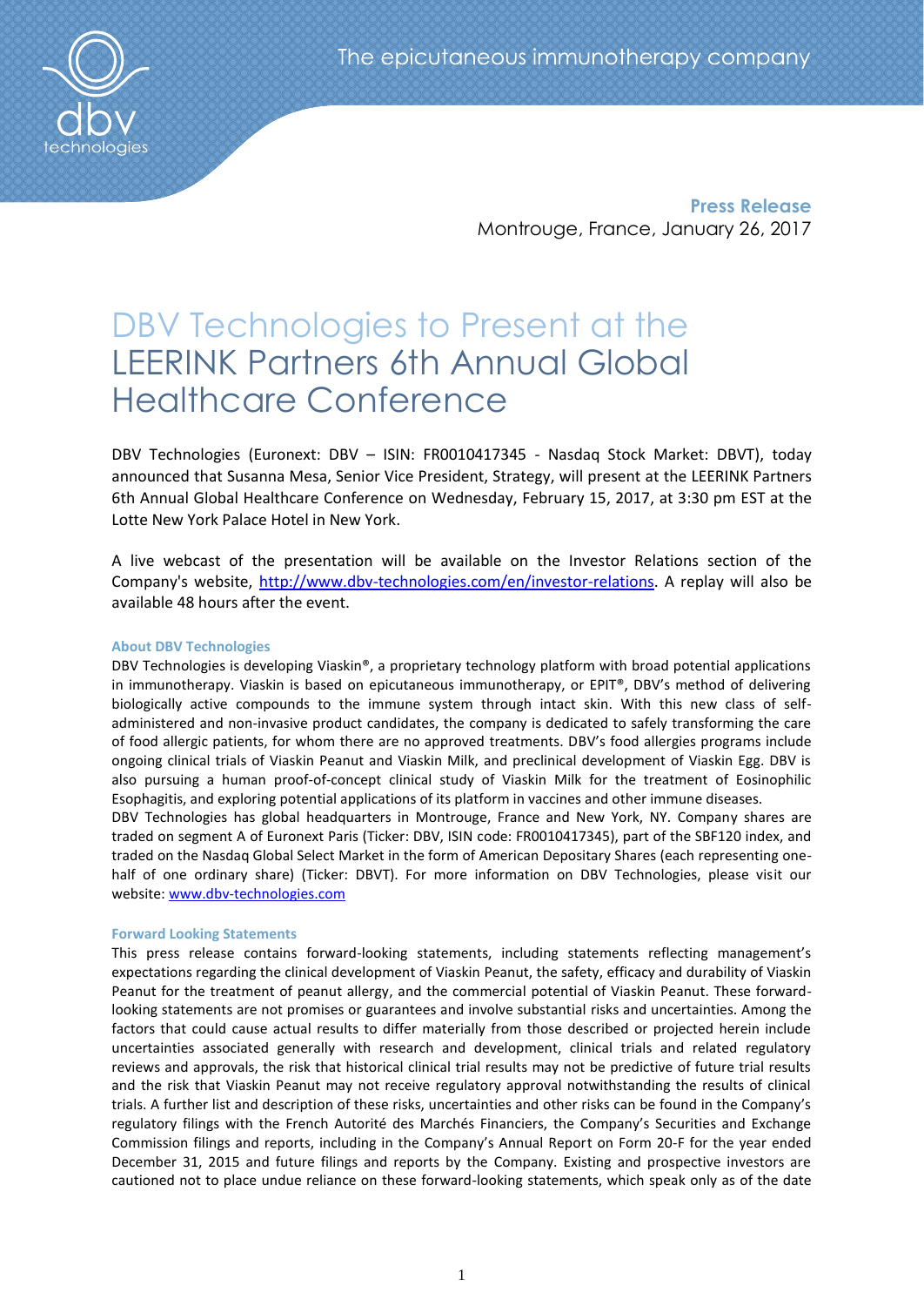The epicutaneous immunotherapy company

**Press Release**
Montrouge, France, January 26, 2017

# DBV Technologies to Present at the LEERINK Partners 6th Annual Global Healthcare Conference

DBV Technologies (Euronext: DBV – ISIN: FR0010417345 - Nasdaq Stock Market: DBVT), today announced that Susanna Mesa, Senior Vice President, Strategy, will present at the LEERINK Partners 6th Annual Global Healthcare Conference on Wednesday, February 15, 2017, at 3:30 pm EST at the Lotte New York Palace Hotel in New York.

A live webcast of the presentation will be available on the Investor Relations section of the Company's website, http://www.dbv-technologies.com/en/investor-relations. A replay will also be available 48 hours after the event.

### About DBV Technologies

DBV Technologies is developing Viaskin®, a proprietary technology platform with broad potential applications in immunotherapy. Viaskin is based on epicutaneous immunotherapy, or EPIT®, DBV's method of delivering biologically active compounds to the immune system through intact skin. With this new class of self-administered and non-invasive product candidates, the company is dedicated to safely transforming the care of food allergic patients, for whom there are no approved treatments. DBV's food allergies programs include ongoing clinical trials of Viaskin Peanut and Viaskin Milk, and preclinical development of Viaskin Egg. DBV is also pursuing a human proof-of-concept clinical study of Viaskin Milk for the treatment of Eosinophilic Esophagitis, and exploring potential applications of its platform in vaccines and other immune diseases.

DBV Technologies has global headquarters in Montrouge, France and New York, NY. Company shares are traded on segment A of Euronext Paris (Ticker: DBV, ISIN code: FR0010417345), part of the SBF120 index, and traded on the Nasdaq Global Select Market in the form of American Depositary Shares (each representing one-half of one ordinary share) (Ticker: DBVT). For more information on DBV Technologies, please visit our website: www.dbv-technologies.com

### Forward Looking Statements

This press release contains forward-looking statements, including statements reflecting management's expectations regarding the clinical development of Viaskin Peanut, the safety, efficacy and durability of Viaskin Peanut for the treatment of peanut allergy, and the commercial potential of Viaskin Peanut. These forward-looking statements are not promises or guarantees and involve substantial risks and uncertainties. Among the factors that could cause actual results to differ materially from those described or projected herein include uncertainties associated generally with research and development, clinical trials and related regulatory reviews and approvals, the risk that historical clinical trial results may not be predictive of future trial results and the risk that Viaskin Peanut may not receive regulatory approval notwithstanding the results of clinical trials. A further list and description of these risks, uncertainties and other risks can be found in the Company's regulatory filings with the French Autorité des Marchés Financiers, the Company's Securities and Exchange Commission filings and reports, including in the Company's Annual Report on Form 20-F for the year ended December 31, 2015 and future filings and reports by the Company. Existing and prospective investors are cautioned not to place undue reliance on these forward-looking statements, which speak only as of the date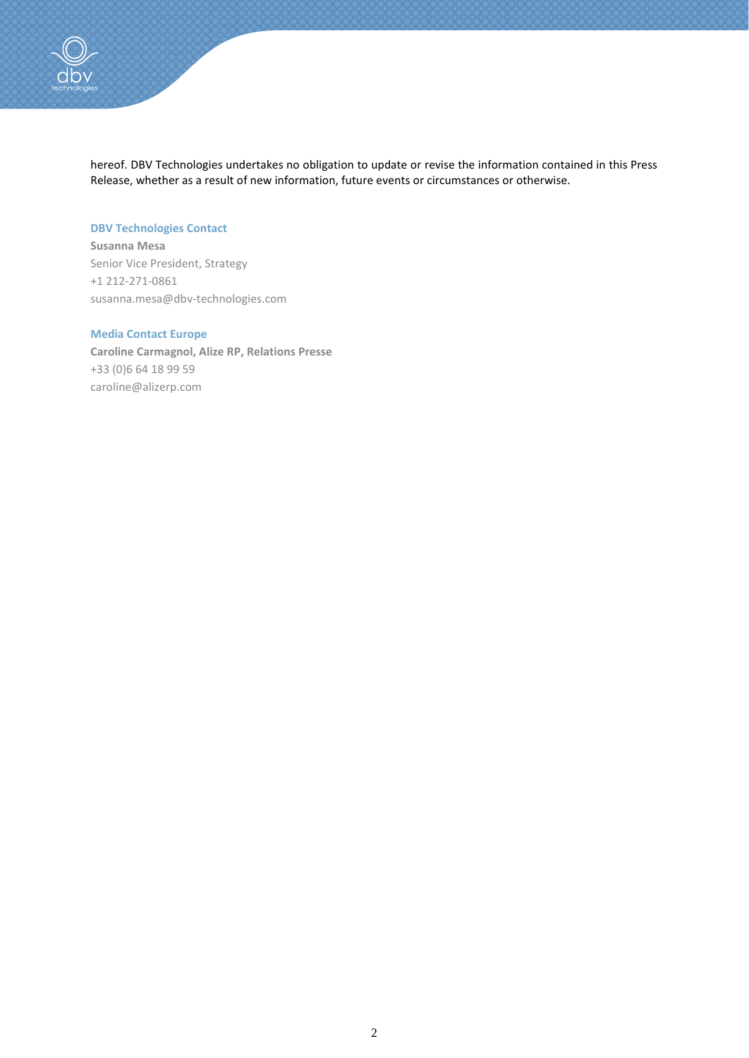hereof. DBV Technologies undertakes no obligation to update or revise the information contained in this Press Release, whether as a result of new information, future events or circumstances or otherwise.

**DBV Technologies Contact**
**Susanna Mesa**
Senior Vice President, Strategy
+1 212-271-0861
susanna.mesa@dbv-technologies.com

**Media Contact Europe**
**Caroline Carmagnol, Alize RP, Relations Presse**
+33 (0)6 64 18 99 59
caroline@alizerp.com